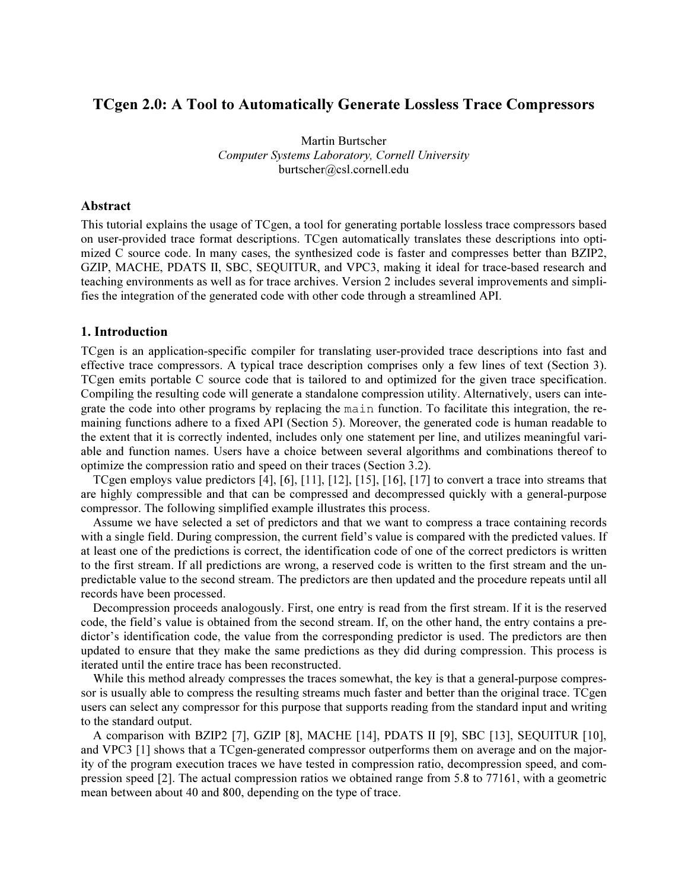# TCgen 2.0: A Tool to Automatically Generate Lossless Trace Compressors

Martin Burtscher
*Computer Systems Laboratory, Cornell University*
burtscher@csl.cornell.edu

## Abstract

This tutorial explains the usage of TCgen, a tool for generating portable lossless trace compressors based on user-provided trace format descriptions. TCgen automatically translates these descriptions into optimized C source code. In many cases, the synthesized code is faster and compresses better than BZIP2, GZIP, MACHE, PDATS II, SBC, SEQUITUR, and VPC3, making it ideal for trace-based research and teaching environments as well as for trace archives. Version 2 includes several improvements and simplifies the integration of the generated code with other code through a streamlined API.

## 1. Introduction

TCgen is an application-specific compiler for translating user-provided trace descriptions into fast and effective trace compressors. A typical trace description comprises only a few lines of text (Section 3). TCgen emits portable C source code that is tailored to and optimized for the given trace specification. Compiling the resulting code will generate a standalone compression utility. Alternatively, users can integrate the code into other programs by replacing the `main` function. To facilitate this integration, the remaining functions adhere to a fixed API (Section 5). Moreover, the generated code is human readable to the extent that it is correctly indented, includes only one statement per line, and utilizes meaningful variable and function names. Users have a choice between several algorithms and combinations thereof to optimize the compression ratio and speed on their traces (Section 3.2).

TCgen employs value predictors [4], [6], [11], [12], [15], [16], [17] to convert a trace into streams that are highly compressible and that can be compressed and decompressed quickly with a general-purpose compressor. The following simplified example illustrates this process.

Assume we have selected a set of predictors and that we want to compress a trace containing records with a single field. During compression, the current field's value is compared with the predicted values. If at least one of the predictions is correct, the identification code of one of the correct predictors is written to the first stream. If all predictions are wrong, a reserved code is written to the first stream and the unpredictable value to the second stream. The predictors are then updated and the procedure repeats until all records have been processed.

Decompression proceeds analogously. First, one entry is read from the first stream. If it is the reserved code, the field's value is obtained from the second stream. If, on the other hand, the entry contains a predictor's identification code, the value from the corresponding predictor is used. The predictors are then updated to ensure that they make the same predictions as they did during compression. This process is iterated until the entire trace has been reconstructed.

While this method already compresses the traces somewhat, the key is that a general-purpose compressor is usually able to compress the resulting streams much faster and better than the original trace. TCgen users can select any compressor for this purpose that supports reading from the standard input and writing to the standard output.

A comparison with BZIP2 [7], GZIP [8], MACHE [14], PDATS II [9], SBC [13], SEQUITUR [10], and VPC3 [1] shows that a TCgen-generated compressor outperforms them on average and on the majority of the program execution traces we have tested in compression ratio, decompression speed, and compression speed [2]. The actual compression ratios we obtained range from 5.8 to 77161, with a geometric mean between about 40 and 800, depending on the type of trace.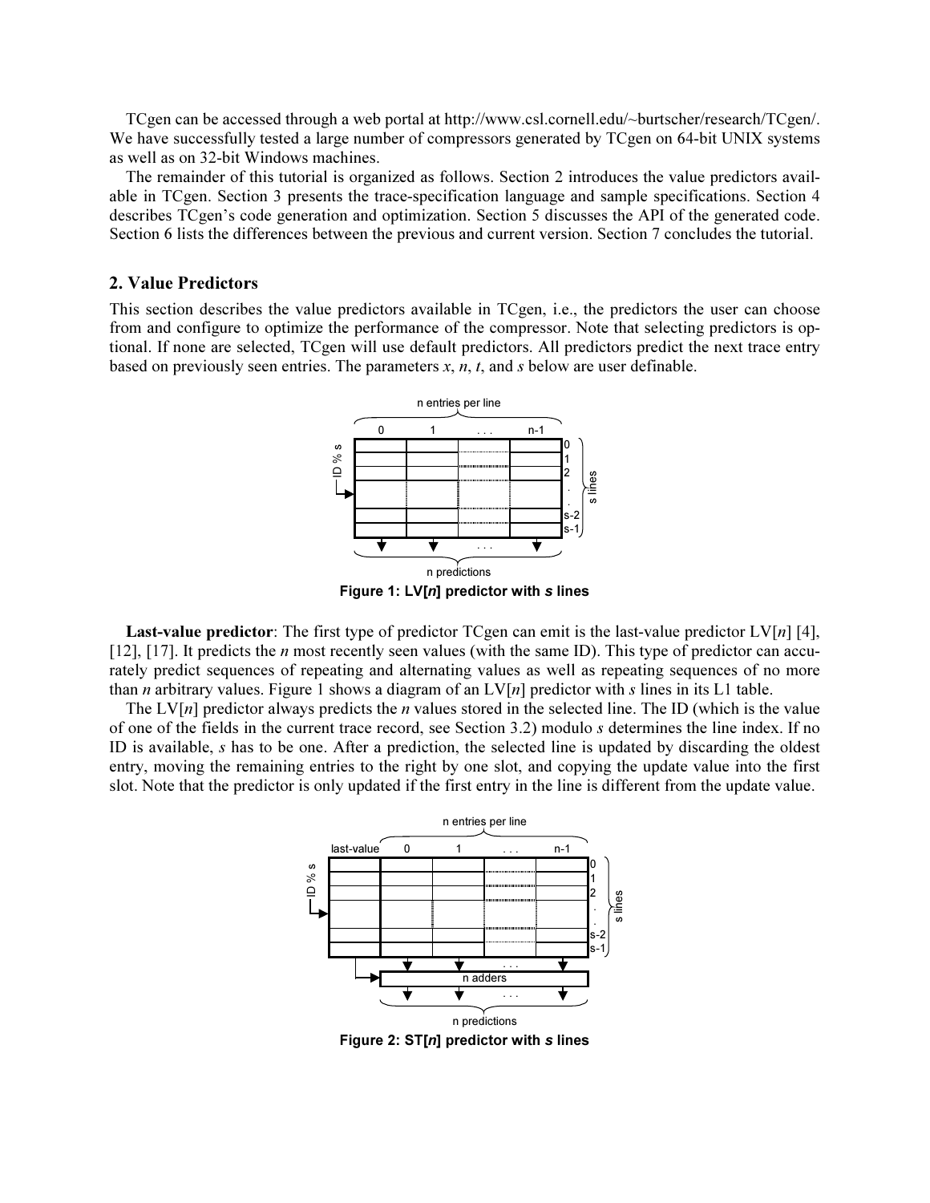TCgen can be accessed through a web portal at http://www.csl.cornell.edu/~burtscher/research/TCgen/. We have successfully tested a large number of compressors generated by TCgen on 64-bit UNIX systems as well as on 32-bit Windows machines.

The remainder of this tutorial is organized as follows. Section 2 introduces the value predictors available in TCgen. Section 3 presents the trace-specification language and sample specifications. Section 4 describes TCgen's code generation and optimization. Section 5 discusses the API of the generated code. Section 6 lists the differences between the previous and current version. Section 7 concludes the tutorial.

## 2. Value Predictors

This section describes the value predictors available in TCgen, i.e., the predictors the user can choose from and configure to optimize the performance of the compressor. Note that selecting predictors is optional. If none are selected, TCgen will use default predictors. All predictors predict the next trace entry based on previously seen entries. The parameters *x*, *n*, *t*, and *s* below are user definable.

**Figure 1: LV[*n*] predictor with *s* lines**

**Last-value predictor**: The first type of predictor TCgen can emit is the last-value predictor LV[*n*] [4], [12], [17]. It predicts the *n* most recently seen values (with the same ID). This type of predictor can accurately predict sequences of repeating and alternating values as well as repeating sequences of no more than *n* arbitrary values. Figure 1 shows a diagram of an LV[*n*] predictor with *s* lines in its L1 table.

The LV[*n*] predictor always predicts the *n* values stored in the selected line. The ID (which is the value of one of the fields in the current trace record, see Section 3.2) modulo *s* determines the line index. If no ID is available, *s* has to be one. After a prediction, the selected line is updated by discarding the oldest entry, moving the remaining entries to the right by one slot, and copying the update value into the first slot. Note that the predictor is only updated if the first entry in the line is different from the update value.

**Figure 2: ST[*n*] predictor with *s* lines**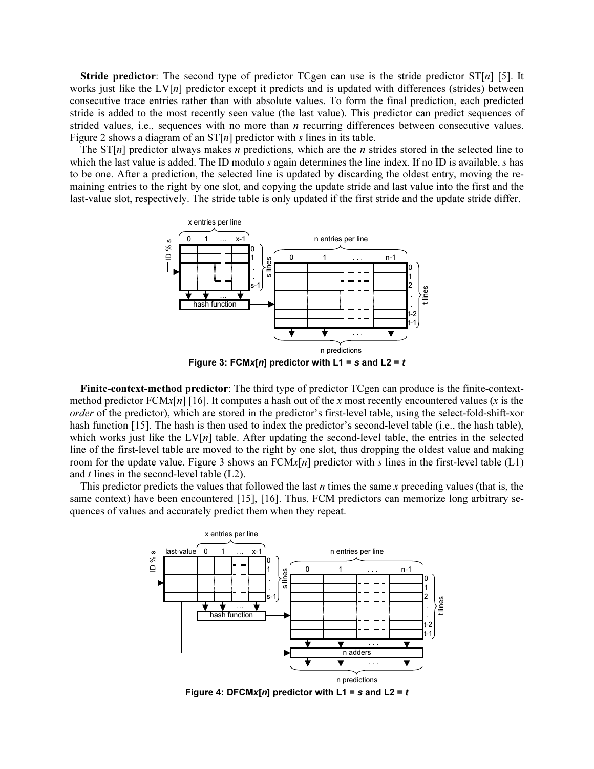**Stride predictor**: The second type of predictor TCgen can use is the stride predictor ST[*n*] [5]. It works just like the LV[*n*] predictor except it predicts and is updated with differences (strides) between consecutive trace entries rather than with absolute values. To form the final prediction, each predicted stride is added to the most recently seen value (the last value). This predictor can predict sequences of strided values, i.e., sequences with no more than *n* recurring differences between consecutive values. Figure 2 shows a diagram of an ST[*n*] predictor with *s* lines in its table.

The ST[*n*] predictor always makes *n* predictions, which are the *n* strides stored in the selected line to which the last value is added. The ID modulo *s* again determines the line index. If no ID is available, *s* has to be one. After a prediction, the selected line is updated by discarding the oldest entry, moving the remaining entries to the right by one slot, and copying the update stride and last value into the first and the last-value slot, respectively. The stride table is only updated if the first stride and the update stride differ.

**Figure 3: FCM*x*[*n*] predictor with L1 = *s* and L2 = *t***

**Finite-context-method predictor**: The third type of predictor TCgen can produce is the finite-context-method predictor FCM*x*[*n*] [16]. It computes a hash out of the *x* most recently encountered values (*x* is the *order* of the predictor), which are stored in the predictor's first-level table, using the select-fold-shift-xor hash function [15]. The hash is then used to index the predictor's second-level table (i.e., the hash table), which works just like the LV[*n*] table. After updating the second-level table, the entries in the selected line of the first-level table are moved to the right by one slot, thus dropping the oldest value and making room for the update value. Figure 3 shows an FCM*x*[*n*] predictor with *s* lines in the first-level table (L1) and *t* lines in the second-level table (L2).

This predictor predicts the values that followed the last *n* times the same *x* preceding values (that is, the same context) have been encountered [15], [16]. Thus, FCM predictors can memorize long arbitrary sequences of values and accurately predict them when they repeat.

**Figure 4: DFCM*x*[*n*] predictor with L1 = *s* and L2 = *t***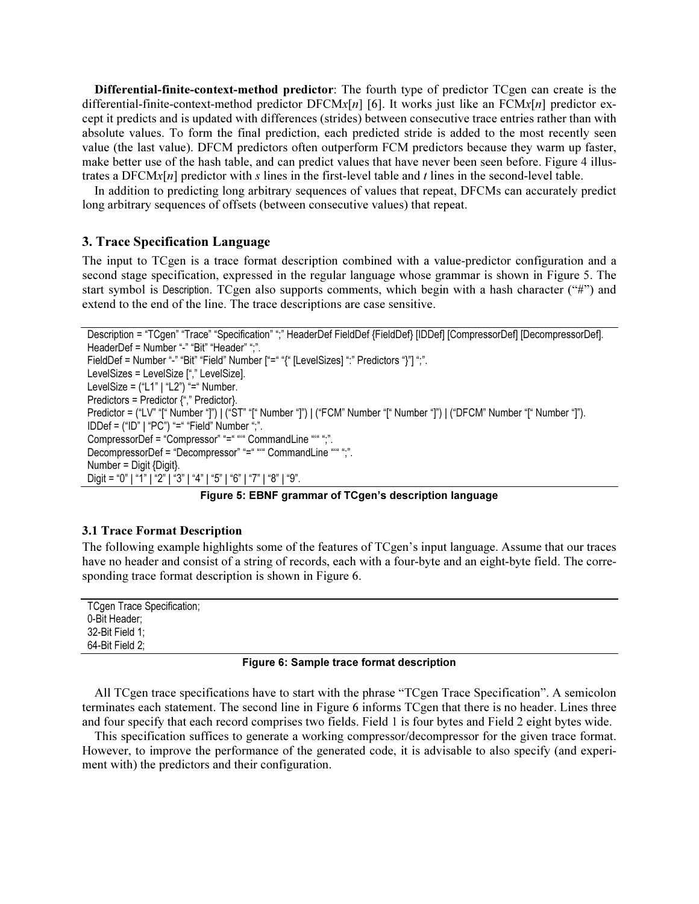**Differential-finite-context-method predictor**: The fourth type of predictor TCgen can create is the differential-finite-context-method predictor DFCM*x*[*n*] [6]. It works just like an FCM*x*[*n*] predictor except it predicts and is updated with differences (strides) between consecutive trace entries rather than with absolute values. To form the final prediction, each predicted stride is added to the most recently seen value (the last value). DFCM predictors often outperform FCM predictors because they warm up faster, make better use of the hash table, and can predict values that have never been seen before. Figure 4 illustrates a DFCM*x*[*n*] predictor with *s* lines in the first-level table and *t* lines in the second-level table.

In addition to predicting long arbitrary sequences of values that repeat, DFCMs can accurately predict long arbitrary sequences of offsets (between consecutive values) that repeat.

## 3. Trace Specification Language

The input to TCgen is a trace format description combined with a value-predictor configuration and a second stage specification, expressed in the regular language whose grammar is shown in Figure 5. The start symbol is Description. TCgen also supports comments, which begin with a hash character ("#") and extend to the end of the line. The trace descriptions are case sensitive.

```
Description = "TCgen" "Trace" "Specification" ";" HeaderDef FieldDef {FieldDef} [IDDef] [CompressorDef] [DecompressorDef].
HeaderDef = Number "-" "Bit" "Header" ";".
FieldDef = Number "-" "Bit" "Field" Number ["=" "{" [LevelSizes] ":" Predictors "}"] ";".
LevelSizes = LevelSize ["," LevelSize].
LevelSize = ("L1" | "L2") "=" Number.
Predictors = Predictor {"," Predictor}.
Predictor = ("LV" "[" Number "]") | ("ST" "[" Number "]") | ("FCM" Number "[" Number "]") | ("DFCM" Number "[" Number "]").
IDDef = ("ID" | "PC") "=" "Field" Number ";".
CompressorDef = "Compressor" "=" """ CommandLine """ ";".
DecompressorDef = "Decompressor" "=" """ CommandLine """ ";".
Number = Digit {Digit}.
Digit = "0" | "1" | "2" | "3" | "4" | "5" | "6" | "7" | "8" | "9".
```

**Figure 5: EBNF grammar of TCgen's description language**

### 3.1 Trace Format Description

The following example highlights some of the features of TCgen's input language. Assume that our traces have no header and consist of a string of records, each with a four-byte and an eight-byte field. The corresponding trace format description is shown in Figure 6.

```
TCgen Trace Specification;
0-Bit Header;
32-Bit Field 1;
64-Bit Field 2;
```

**Figure 6: Sample trace format description**

All TCgen trace specifications have to start with the phrase "TCgen Trace Specification". A semicolon terminates each statement. The second line in Figure 6 informs TCgen that there is no header. Lines three and four specify that each record comprises two fields. Field 1 is four bytes and Field 2 eight bytes wide.

This specification suffices to generate a working compressor/decompressor for the given trace format. However, to improve the performance of the generated code, it is advisable to also specify (and experiment with) the predictors and their configuration.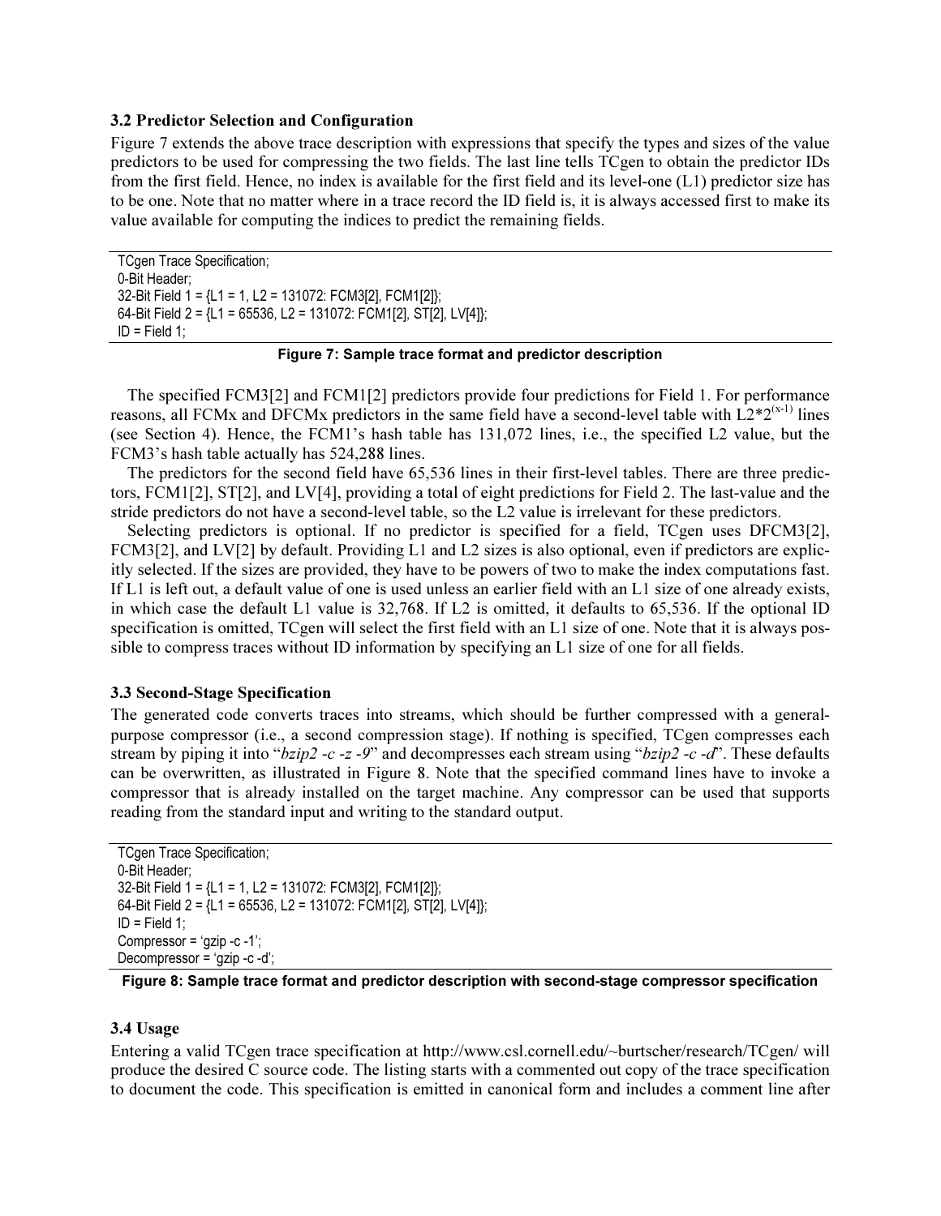### 3.2 Predictor Selection and Configuration

Figure 7 extends the above trace description with expressions that specify the types and sizes of the value predictors to be used for compressing the two fields. The last line tells TCgen to obtain the predictor IDs from the first field. Hence, no index is available for the first field and its level-one (L1) predictor size has to be one. Note that no matter where in a trace record the ID field is, it is always accessed first to make its value available for computing the indices to predict the remaining fields.

```
TCgen Trace Specification;
0-Bit Header;
32-Bit Field 1 = {L1 = 1, L2 = 131072: FCM3[2], FCM1[2]};
64-Bit Field 2 = {L1 = 65536, L2 = 131072: FCM1[2], ST[2], LV[4]};
ID = Field 1;
```

**Figure 7: Sample trace format and predictor description**

The specified FCM3[2] and FCM1[2] predictors provide four predictions for Field 1. For performance reasons, all FCMx and DFCMx predictors in the same field have a second-level table with $L2*2^{(x-1)}$ lines (see Section 4). Hence, the FCM1's hash table has 131,072 lines, i.e., the specified L2 value, but the FCM3's hash table actually has 524,288 lines.

The predictors for the second field have 65,536 lines in their first-level tables. There are three predictors, FCM1[2], ST[2], and LV[4], providing a total of eight predictions for Field 2. The last-value and the stride predictors do not have a second-level table, so the L2 value is irrelevant for these predictors.

Selecting predictors is optional. If no predictor is specified for a field, TCgen uses DFCM3[2], FCM3[2], and LV[2] by default. Providing L1 and L2 sizes is also optional, even if predictors are explicitly selected. If the sizes are provided, they have to be powers of two to make the index computations fast. If L1 is left out, a default value of one is used unless an earlier field with an L1 size of one already exists, in which case the default L1 value is 32,768. If L2 is omitted, it defaults to 65,536. If the optional ID specification is omitted, TCgen will select the first field with an L1 size of one. Note that it is always possible to compress traces without ID information by specifying an L1 size of one for all fields.

### 3.3 Second-Stage Specification

The generated code converts traces into streams, which should be further compressed with a general-purpose compressor (i.e., a second compression stage). If nothing is specified, TCgen compresses each stream by piping it into "*bzip2 -c -z -9*" and decompresses each stream using "*bzip2 -c -d*". These defaults can be overwritten, as illustrated in Figure 8. Note that the specified command lines have to invoke a compressor that is already installed on the target machine. Any compressor can be used that supports reading from the standard input and writing to the standard output.

```
TCgen Trace Specification;
0-Bit Header;
32-Bit Field 1 = {L1 = 1, L2 = 131072: FCM3[2], FCM1[2]};
64-Bit Field 2 = {L1 = 65536, L2 = 131072: FCM1[2], ST[2], LV[4]};
ID = Field 1;
Compressor = 'gzip -c -1';
Decompressor = 'gzip -c -d';
```

**Figure 8: Sample trace format and predictor description with second-stage compressor specification**

### 3.4 Usage

Entering a valid TCgen trace specification at http://www.csl.cornell.edu/~burtscher/research/TCgen/ will produce the desired C source code. The listing starts with a commented out copy of the trace specification to document the code. This specification is emitted in canonical form and includes a comment line after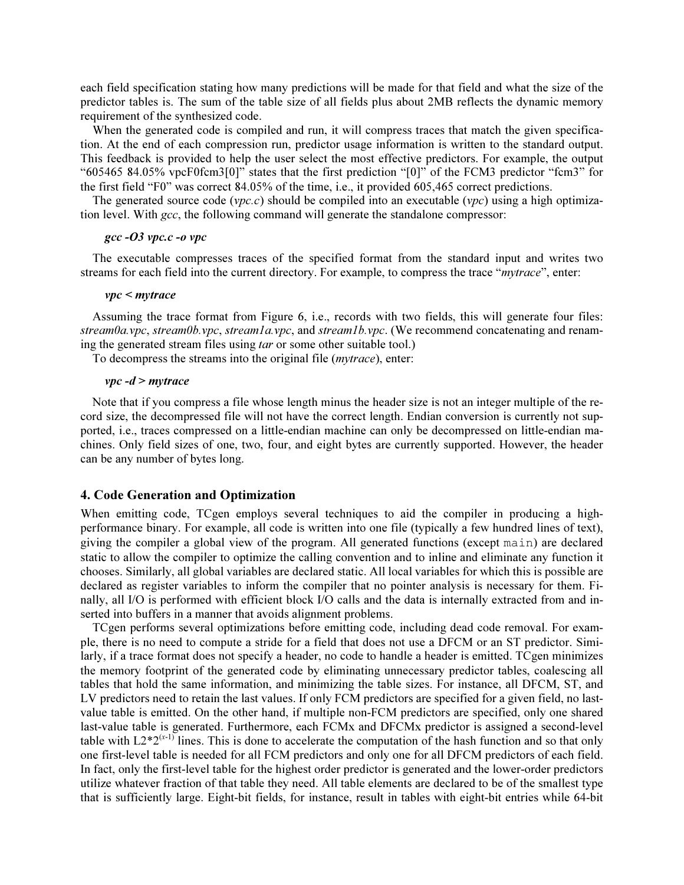each field specification stating how many predictions will be made for that field and what the size of the predictor tables is. The sum of the table size of all fields plus about 2MB reflects the dynamic memory requirement of the synthesized code.

When the generated code is compiled and run, it will compress traces that match the given specification. At the end of each compression run, predictor usage information is written to the standard output. This feedback is provided to help the user select the most effective predictors. For example, the output "605465 84.05% vpcF0fcm3[0]" states that the first prediction "[0]" of the FCM3 predictor "fcm3" for the first field "F0" was correct 84.05% of the time, i.e., it provided 605,465 correct predictions.

The generated source code (*vpc.c*) should be compiled into an executable (*vpc*) using a high optimization level. With *gcc*, the following command will generate the standalone compressor:

***gcc -O3 vpc.c -o vpc***

The executable compresses traces of the specified format from the standard input and writes two streams for each field into the current directory. For example, to compress the trace "*mytrace*", enter:

***vpc < mytrace***

Assuming the trace format from Figure 6, i.e., records with two fields, this will generate four files: *stream0a.vpc*, *stream0b.vpc*, *stream1a.vpc*, and *stream1b.vpc*. (We recommend concatenating and renaming the generated stream files using *tar* or some other suitable tool.)

To decompress the streams into the original file (*mytrace*), enter:

***vpc -d > mytrace***

Note that if you compress a file whose length minus the header size is not an integer multiple of the record size, the decompressed file will not have the correct length. Endian conversion is currently not supported, i.e., traces compressed on a little-endian machine can only be decompressed on little-endian machines. Only field sizes of one, two, four, and eight bytes are currently supported. However, the header can be any number of bytes long.

## 4. Code Generation and Optimization

When emitting code, TCgen employs several techniques to aid the compiler in producing a high-performance binary. For example, all code is written into one file (typically a few hundred lines of text), giving the compiler a global view of the program. All generated functions (except `main`) are declared static to allow the compiler to optimize the calling convention and to inline and eliminate any function it chooses. Similarly, all global variables are declared static. All local variables for which this is possible are declared as register variables to inform the compiler that no pointer analysis is necessary for them. Finally, all I/O is performed with efficient block I/O calls and the data is internally extracted from and inserted into buffers in a manner that avoids alignment problems.

TCgen performs several optimizations before emitting code, including dead code removal. For example, there is no need to compute a stride for a field that does not use a DFCM or an ST predictor. Similarly, if a trace format does not specify a header, no code to handle a header is emitted. TCgen minimizes the memory footprint of the generated code by eliminating unnecessary predictor tables, coalescing all tables that hold the same information, and minimizing the table sizes. For instance, all DFCM, ST, and LV predictors need to retain the last values. If only FCM predictors are specified for a given field, no last-value table is emitted. On the other hand, if multiple non-FCM predictors are specified, only one shared last-value table is generated. Furthermore, each FCMx and DFCMx predictor is assigned a second-level table with $L2*2^{(x-1)}$ lines. This is done to accelerate the computation of the hash function and so that only one first-level table is needed for all FCM predictors and only one for all DFCM predictors of each field. In fact, only the first-level table for the highest order predictor is generated and the lower-order predictors utilize whatever fraction of that table they need. All table elements are declared to be of the smallest type that is sufficiently large. Eight-bit fields, for instance, result in tables with eight-bit entries while 64-bit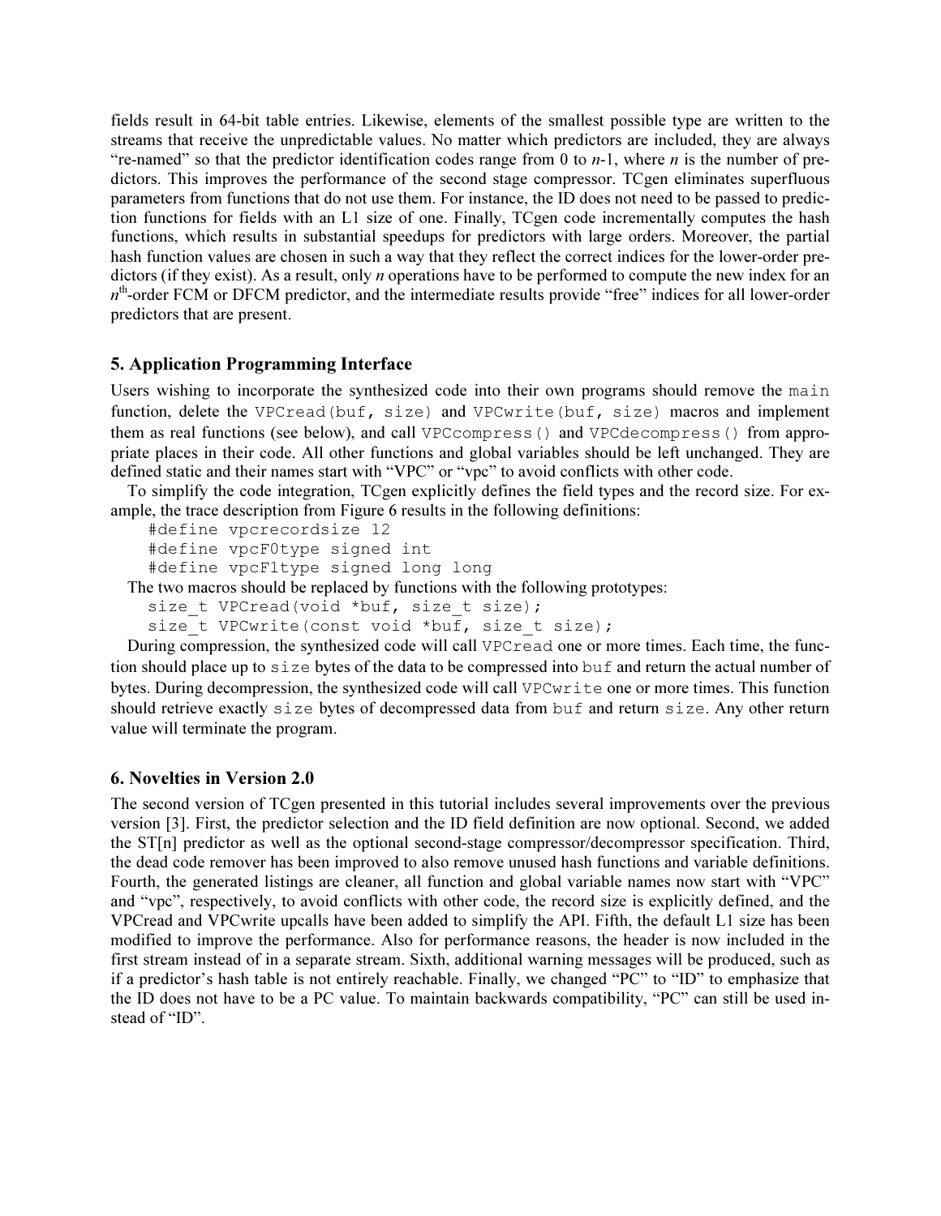fields result in 64-bit table entries. Likewise, elements of the smallest possible type are written to the streams that receive the unpredictable values. No matter which predictors are included, they are always "re-named" so that the predictor identification codes range from 0 to $n$-1, where $n$ is the number of predictors. This improves the performance of the second stage compressor. TCgen eliminates superfluous parameters from functions that do not use them. For instance, the ID does not need to be passed to prediction functions for fields with an L1 size of one. Finally, TCgen code incrementally computes the hash functions, which results in substantial speedups for predictors with large orders. Moreover, the partial hash function values are chosen in such a way that they reflect the correct indices for the lower-order predictors (if they exist). As a result, only $n$ operations have to be performed to compute the new index for an $n^{\text{th}}$-order FCM or DFCM predictor, and the intermediate results provide "free" indices for all lower-order predictors that are present.

## 5. Application Programming Interface

Users wishing to incorporate the synthesized code into their own programs should remove the `main` function, delete the `VPCread(buf, size)` and `VPCwrite(buf, size)` macros and implement them as real functions (see below), and call `VPCcompress()` and `VPCdecompress()` from appropriate places in their code. All other functions and global variables should be left unchanged. They are defined static and their names start with "VPC" or "vpc" to avoid conflicts with other code.

To simplify the code integration, TCgen explicitly defines the field types and the record size. For example, the trace description from Figure 6 results in the following definitions:

```
#define vpcrecordsize 12
#define vpcF0type signed int
#define vpcF1type signed long long
```

The two macros should be replaced by functions with the following prototypes:

```
size_t VPCread(void *buf, size_t size);
size_t VPCwrite(const void *buf, size_t size);
```

During compression, the synthesized code will call `VPCread` one or more times. Each time, the function should place up to `size` bytes of the data to be compressed into `buf` and return the actual number of bytes. During decompression, the synthesized code will call `VPCwrite` one or more times. This function should retrieve exactly `size` bytes of decompressed data from `buf` and return `size`. Any other return value will terminate the program.

## 6. Novelties in Version 2.0

The second version of TCgen presented in this tutorial includes several improvements over the previous version [3]. First, the predictor selection and the ID field definition are now optional. Second, we added the ST[n] predictor as well as the optional second-stage compressor/decompressor specification. Third, the dead code remover has been improved to also remove unused hash functions and variable definitions. Fourth, the generated listings are cleaner, all function and global variable names now start with "VPC" and "vpc", respectively, to avoid conflicts with other code, the record size is explicitly defined, and the VPCread and VPCwrite upcalls have been added to simplify the API. Fifth, the default L1 size has been modified to improve the performance. Also for performance reasons, the header is now included in the first stream instead of in a separate stream. Sixth, additional warning messages will be produced, such as if a predictor's hash table is not entirely reachable. Finally, we changed "PC" to "ID" to emphasize that the ID does not have to be a PC value. To maintain backwards compatibility, "PC" can still be used instead of "ID".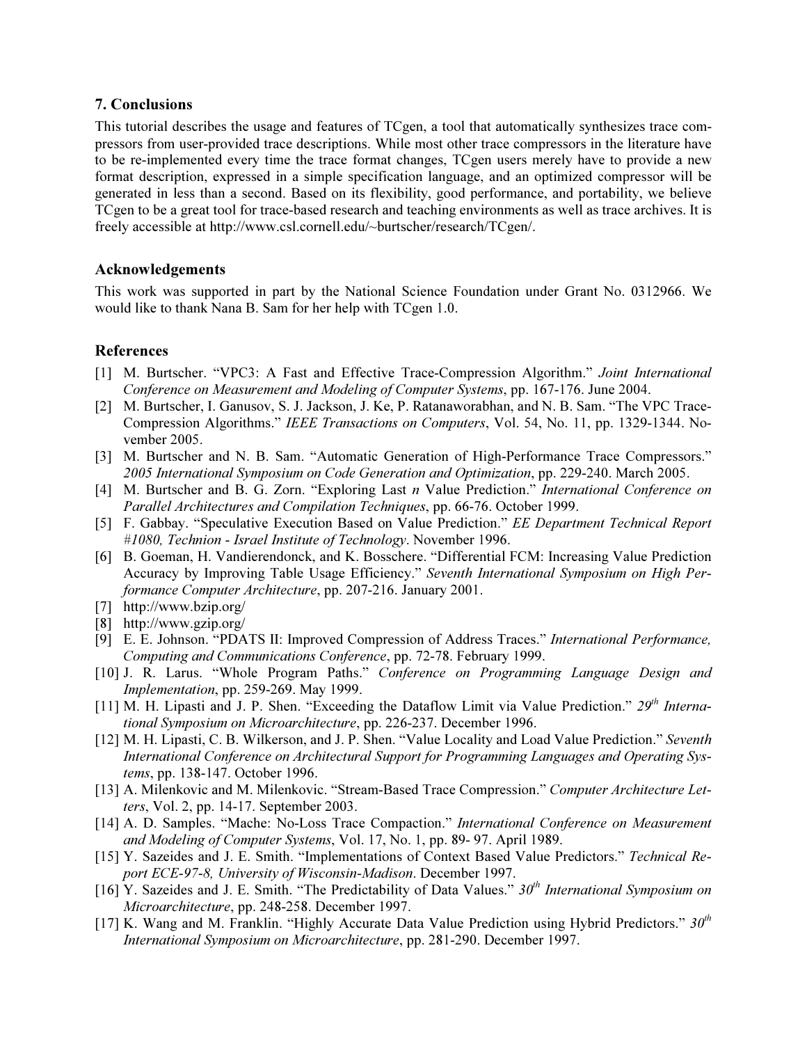## 7. Conclusions

This tutorial describes the usage and features of TCgen, a tool that automatically synthesizes trace compressors from user-provided trace descriptions. While most other trace compressors in the literature have to be re-implemented every time the trace format changes, TCgen users merely have to provide a new format description, expressed in a simple specification language, and an optimized compressor will be generated in less than a second. Based on its flexibility, good performance, and portability, we believe TCgen to be a great tool for trace-based research and teaching environments as well as trace archives. It is freely accessible at http://www.csl.cornell.edu/~burtscher/research/TCgen/.

### Acknowledgements

This work was supported in part by the National Science Foundation under Grant No. 0312966. We would like to thank Nana B. Sam for her help with TCgen 1.0.

### References

[1] M. Burtscher. "VPC3: A Fast and Effective Trace-Compression Algorithm." *Joint International Conference on Measurement and Modeling of Computer Systems*, pp. 167-176. June 2004.

[2] M. Burtscher, I. Ganusov, S. J. Jackson, J. Ke, P. Ratanaworabhan, and N. B. Sam. "The VPC Trace-Compression Algorithms." *IEEE Transactions on Computers*, Vol. 54, No. 11, pp. 1329-1344. November 2005.

[3] M. Burtscher and N. B. Sam. "Automatic Generation of High-Performance Trace Compressors." *2005 International Symposium on Code Generation and Optimization*, pp. 229-240. March 2005.

[4] M. Burtscher and B. G. Zorn. "Exploring Last *n* Value Prediction." *International Conference on Parallel Architectures and Compilation Techniques*, pp. 66-76. October 1999.

[5] F. Gabbay. "Speculative Execution Based on Value Prediction." *EE Department Technical Report #1080, Technion - Israel Institute of Technology*. November 1996.

[6] B. Goeman, H. Vandierendonck, and K. Bosschere. "Differential FCM: Increasing Value Prediction Accuracy by Improving Table Usage Efficiency." *Seventh International Symposium on High Performance Computer Architecture*, pp. 207-216. January 2001.

[7] http://www.bzip.org/

[8] http://www.gzip.org/

[9] E. E. Johnson. "PDATS II: Improved Compression of Address Traces." *International Performance, Computing and Communications Conference*, pp. 72-78. February 1999.

[10] J. R. Larus. "Whole Program Paths." *Conference on Programming Language Design and Implementation*, pp. 259-269. May 1999.

[11] M. H. Lipasti and J. P. Shen. "Exceeding the Dataflow Limit via Value Prediction." *29th International Symposium on Microarchitecture*, pp. 226-237. December 1996.

[12] M. H. Lipasti, C. B. Wilkerson, and J. P. Shen. "Value Locality and Load Value Prediction." *Seventh International Conference on Architectural Support for Programming Languages and Operating Systems*, pp. 138-147. October 1996.

[13] A. Milenkovic and M. Milenkovic. "Stream-Based Trace Compression." *Computer Architecture Letters*, Vol. 2, pp. 14-17. September 2003.

[14] A. D. Samples. "Mache: No-Loss Trace Compaction." *International Conference on Measurement and Modeling of Computer Systems*, Vol. 17, No. 1, pp. 89- 97. April 1989.

[15] Y. Sazeides and J. E. Smith. "Implementations of Context Based Value Predictors." *Technical Report ECE-97-8, University of Wisconsin-Madison*. December 1997.

[16] Y. Sazeides and J. E. Smith. "The Predictability of Data Values." *30th International Symposium on Microarchitecture*, pp. 248-258. December 1997.

[17] K. Wang and M. Franklin. "Highly Accurate Data Value Prediction using Hybrid Predictors." *30th International Symposium on Microarchitecture*, pp. 281-290. December 1997.